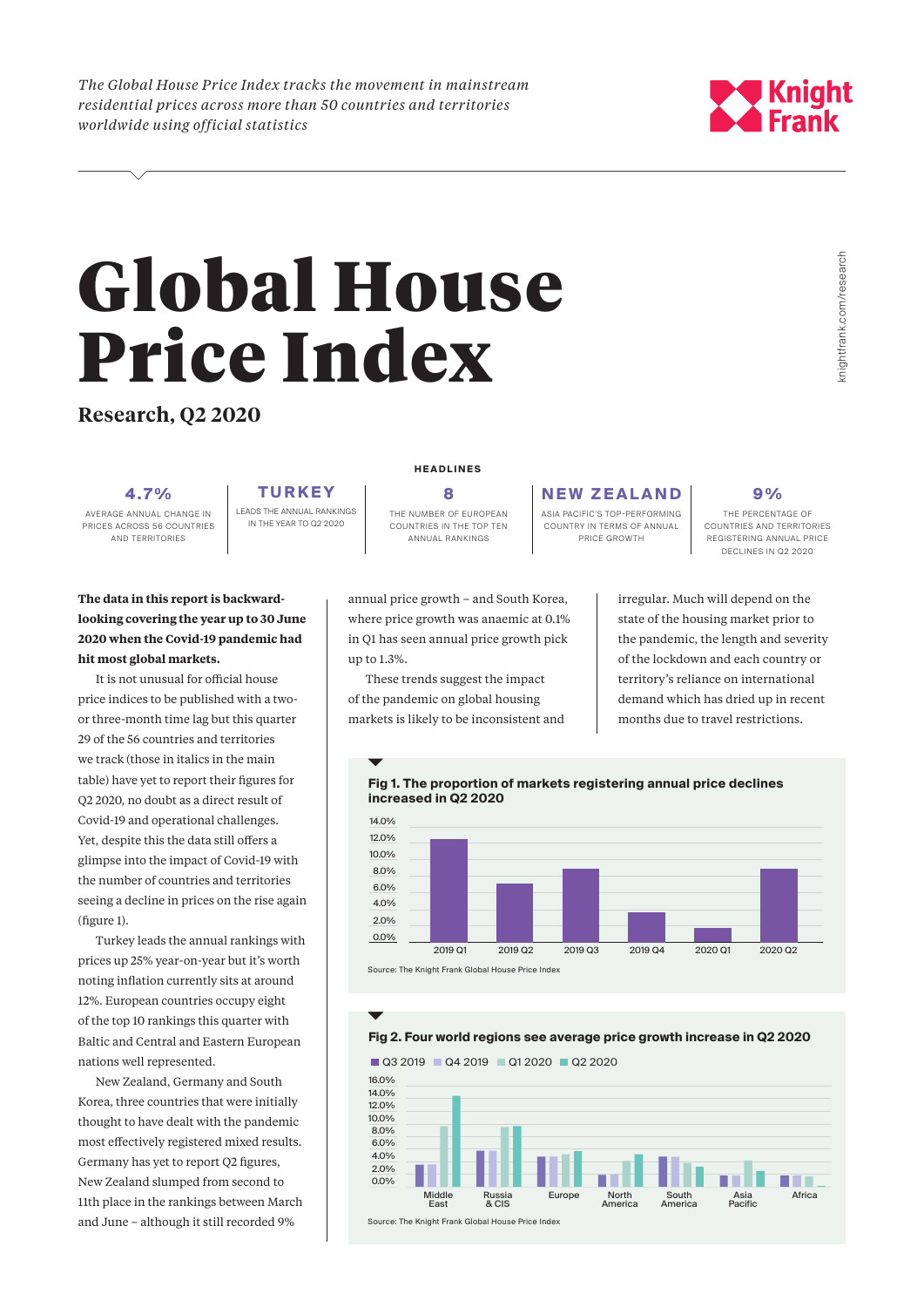*The Global House Price Index tracks the movement in mainstream residential prices across more than 50 countries and territories worldwide using official statistics*

# Global House Price Index

## Research, Q2 2020

### HEADLINES

**4.7%**
AVERAGE ANNUAL CHANGE IN PRICES ACROSS 56 COUNTRIES AND TERRITORIES

**TURKEY**
LEADS THE ANNUAL RANKINGS IN THE YEAR TO Q2 2020

**8**
THE NUMBER OF EUROPEAN COUNTRIES IN THE TOP TEN ANNUAL RANKINGS

**NEW ZEALAND**
ASIA PACIFIC'S TOP-PERFORMING COUNTRY IN TERMS OF ANNUAL PRICE GROWTH

**9%**
THE PERCENTAGE OF COUNTRIES AND TERRITORIES REGISTERING ANNUAL PRICE DECLINES IN Q2 2020

**The data in this report is backward-looking covering the year up to 30 June 2020 when the Covid-19 pandemic had hit most global markets.**

It is not unusual for official house price indices to be published with a two- or three-month time lag but this quarter 29 of the 56 countries and territories we track (those in italics in the main table) have yet to report their figures for Q2 2020, no doubt as a direct result of Covid-19 and operational challenges. Yet, despite this the data still offers a glimpse into the impact of Covid-19 with the number of countries and territories seeing a decline in prices on the rise again (figure 1).

Turkey leads the annual rankings with prices up 25% year-on-year but it's worth noting inflation currently sits at around 12%. European countries occupy eight of the top 10 rankings this quarter with Baltic and Central and Eastern European nations well represented.

New Zealand, Germany and South Korea, three countries that were initially thought to have dealt with the pandemic most effectively registered mixed results. Germany has yet to report Q2 figures, New Zealand slumped from second to 11th place in the rankings between March and June – although it still recorded 9% annual price growth – and South Korea, where price growth was anaemic at 0.1% in Q1 has seen annual price growth pick up to 1.3%.

These trends suggest the impact of the pandemic on global housing markets is likely to be inconsistent and irregular. Much will depend on the state of the housing market prior to the pandemic, the length and severity of the lockdown and each country or territory's reliance on international demand which has dried up in recent months due to travel restrictions.

**Fig 1. The proportion of markets registering annual price declines increased in Q2 2020**

14.0%
12.0%
10.0%
8.0%
6.0%
4.0%
2.0%
0.0%

2019 Q1
2019 Q2
2019 Q3
2019 Q4
2020 Q1
2020 Q2

Source: The Knight Frank Global House Price Index

**Fig 2. Four world regions see average price growth increase in Q2 2020**

Q3 2019
Q4 2019
Q1 2020
Q2 2020

16.0%
14.0%
12.0%
10.0%
8.0%
6.0%
4.0%
2.0%
0.0%

Middle East
Russia & CIS
Europe
North America
South America
Asia Pacific
Africa

Source: The Knight Frank Global House Price Index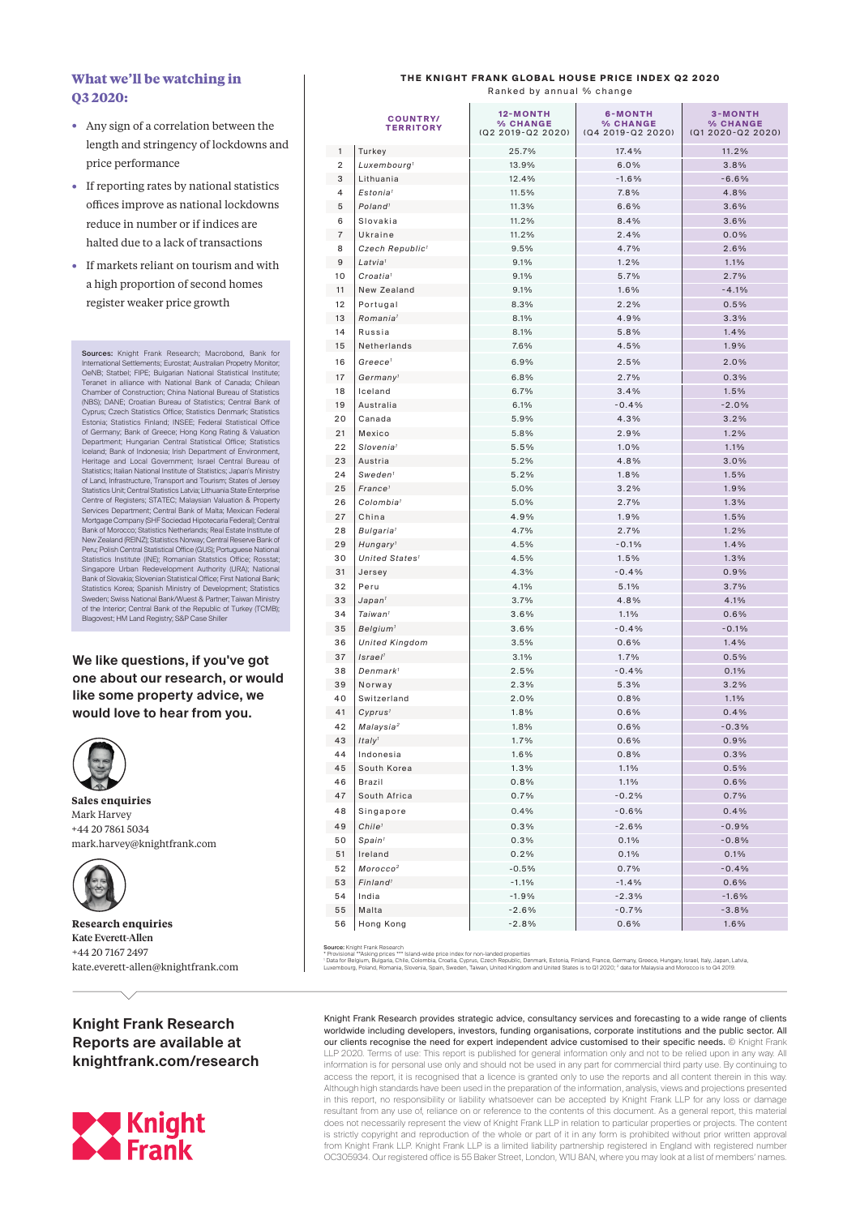## What we'll be watching in Q3 2020:

- Any sign of a correlation between the length and stringency of lockdowns and price performance
- If reporting rates by national statistics offices improve as national lockdowns reduce in number or if indices are halted due to a lack of transactions
- If markets reliant on tourism and with a high proportion of second homes register weaker price growth

**Sources:** Knight Frank Research; Macrobond, Bank for International Settlements; Eurostat; Australian Property Monitor; OeNB; Statbel; FIPE; Bulgarian National Statistical Institute; Teranet in alliance with National Bank of Canada; Chilean Chamber of Construction; China National Bureau of Statistics (NBS); DANE; Croatian Bureau of Statistics; Central Bank of Cyprus; Czech Statistics Office; Statistics Denmark; Statistics Estonia; Statistics Finland; INSEE; Federal Statistical Office of Germany; Bank of Greece; Hong Kong Rating & Valuation Department; Hungarian Central Statistical Office; Statistics Iceland; Bank of Indonesia; Irish Department of Environment, Heritage and Local Government; Israel Central Bureau of Statistics; Italian National Institute of Statistics; Japan's Ministry of Land, Infrastructure, Transport and Tourism; States of Jersey Statistics Unit; Central Statistics Latvia; Lithuania State Enterprise Centre of Registers; STATEC; Malaysian Valuation & Property Services Department; Central Bank of Malta; Mexican Federal Mortgage Company (SHF Sociedad Hipotecaria Federal); Central Bank of Morocco; Statistics Netherlands; Real Estate Institute of New Zealand (REINZ); Statistics Norway; Central Reserve Bank of Peru; Polish Central Statistical Office (GUS); Portuguese National Statistics Institute (INE); Romanian Statstics Office; Rosstat; Singapore Urban Redevelopment Authority (URA); National Bank of Slovakia; Slovenian Statistical Office; First National Bank; Statistics Korea; Spanish Ministry of Development; Statistics Sweden; Swiss National Bank/Wuest & Partner; Taiwan Ministry of the Interior; Central Bank of the Republic of Turkey (TCMB); Blagovest; HM Land Registry; S&P Case Shiller

**We like questions, if you've got one about our research, or would like some property advice, we would love to hear from you.**

**Sales enquiries**
Mark Harvey
+44 20 7861 5034
mark.harvey@knightfrank.com

**Research enquiries**
**Kate Everett-Allen**
+44 20 7167 2497
kate.everett-allen@knightfrank.com

### THE KNIGHT FRANK GLOBAL HOUSE PRICE INDEX Q2 2020

Ranked by annual % change

| | COUNTRY/ TERRITORY | 12-MONTH % CHANGE (Q2 2019-Q2 2020) | 6-MONTH % CHANGE (Q4 2019-Q2 2020) | 3-MONTH % CHANGE (Q1 2020-Q2 2020) |
|---|---|---|---|---|
| 1 | Turkey | 25.7% | 17.4% | 11.2% |
| 2 | *Luxembourg*[1] | 13.9% | 6.0% | 3.8% |
| 3 | Lithuania | 12.4% | -1.6% | -6.6% |
| 4 | *Estonia*[1] | 11.5% | 7.8% | 4.8% |
| 5 | *Poland*[1] | 11.3% | 6.6% | 3.6% |
| 6 | Slovakia | 11.2% | 8.4% | 3.6% |
| 7 | Ukraine | 11.2% | 2.4% | 0.0% |
| 8 | *Czech Republic*[1] | 9.5% | 4.7% | 2.6% |
| 9 | *Latvia*[1] | 9.1% | 1.2% | 1.1% |
| 10 | *Croatia*[1] | 9.1% | 5.7% | 2.7% |
| 11 | New Zealand | 9.1% | 1.6% | -4.1% |
| 12 | Portugal | 8.3% | 2.2% | 0.5% |
| 13 | *Romania*[1] | 8.1% | 4.9% | 3.3% |
| 14 | Russia | 8.1% | 5.8% | 1.4% |
| 15 | Netherlands | 7.6% | 4.5% | 1.9% |
| 16 | *Greece*[1] | 6.9% | 2.5% | 2.0% |
| 17 | *Germany*[1] | 6.8% | 2.7% | 0.3% |
| 18 | Iceland | 6.7% | 3.4% | 1.5% |
| 19 | Australia | 6.1% | -0.4% | -2.0% |
| 20 | Canada | 5.9% | 4.3% | 3.2% |
| 21 | Mexico | 5.8% | 2.9% | 1.2% |
| 22 | *Slovenia*[1] | 5.5% | 1.0% | 1.1% |
| 23 | Austria | 5.2% | 4.8% | 3.0% |
| 24 | *Sweden*[1] | 5.2% | 1.8% | 1.5% |
| 25 | *France*[1] | 5.0% | 3.2% | 1.9% |
| 26 | *Colombia*[1] | 5.0% | 2.7% | 1.3% |
| 27 | China | 4.9% | 1.9% | 1.5% |
| 28 | *Bulgaria*[1] | 4.7% | 2.7% | 1.2% |
| 29 | *Hungary*[1] | 4.5% | -0.1% | 1.4% |
| 30 | *United States*[1] | 4.5% | 1.5% | 1.3% |
| 31 | Jersey | 4.3% | -0.4% | 0.9% |
| 32 | Peru | 4.1% | 5.1% | 3.7% |
| 33 | *Japan*[1] | 3.7% | 4.8% | 4.1% |
| 34 | *Taiwan*[1] | 3.6% | 1.1% | 0.6% |
| 35 | *Belgium*[1] | 3.6% | -0.4% | -0.1% |
| 36 | *United Kingdom* | 3.5% | 0.6% | 1.4% |
| 37 | *Israel*[1] | 3.1% | 1.7% | 0.5% |
| 38 | *Denmark*[1] | 2.5% | -0.4% | 0.1% |
| 39 | Norway | 2.3% | 5.3% | 3.2% |
| 40 | Switzerland | 2.0% | 0.8% | 1.1% |
| 41 | *Cyprus*[1] | 1.8% | 0.6% | 0.4% |
| 42 | *Malaysia*[2] | 1.8% | 0.6% | -0.3% |
| 43 | *Italy*[1] | 1.7% | 0.6% | 0.9% |
| 44 | Indonesia | 1.6% | 0.8% | 0.3% |
| 45 | South Korea | 1.3% | 1.1% | 0.5% |
| 46 | Brazil | 0.8% | 1.1% | 0.6% |
| 47 | South Africa | 0.7% | -0.2% | 0.7% |
| 48 | Singapore | 0.4% | -0.6% | 0.4% |
| 49 | *Chile*[1] | 0.3% | -2.6% | -0.9% |
| 50 | *Spain*[1] | 0.3% | 0.1% | -0.8% |
| 51 | Ireland | 0.2% | 0.1% | 0.1% |
| 52 | *Morocco*[2] | -0.5% | 0.7% | -0.4% |
| 53 | *Finland*[1] | -1.1% | -1.4% | 0.6% |
| 54 | India | -1.9% | -2.3% | -1.6% |
| 55 | Malta | -2.6% | -0.7% | -3.8% |
| 56 | Hong Kong | -2.8% | 0.6% | 1.6% |

Source: Knight Frank Research
* Provisional **Asking prices *** Island-wide price index for non-landed properties
[1] Data for Belgium, Bulgaria, Chile, Colombia, Croatia, Cyprus, Czech Republic, Denmark, Estonia, Finland, France, Germany, Greece, Hungary, Israel, Italy, Japan, Latvia, Luxembourg, Poland, Romania, Slovenia, Spain, Sweden, Taiwan, United Kingdom and United States is to Q1 2020; [2] data for Malaysia and Morocco is to Q4 2019.

**Knight Frank Research Reports are available at knightfrank.com/research**

Knight Frank

Knight Frank Research provides strategic advice, consultancy services and forecasting to a wide range of clients worldwide including developers, investors, funding organisations, corporate institutions and the public sector. All our clients recognise the need for expert independent advice customised to their specific needs. © Knight Frank LLP 2020. Terms of use: This report is published for general information only and not to be relied upon in any way. All information is for personal use only and should not be used in any part for commercial third party use. By continuing to access the report, it is recognised that a licence is granted only to use the reports and all content therein in this way. Although high standards have been used in the preparation of the information, analysis, views and projections presented in this report, no responsibility or liability whatsoever can be accepted by Knight Frank LLP for any loss or damage resultant from any use of, reliance on or reference to the contents of this document. As a general report, this material does not necessarily represent the view of Knight Frank LLP in relation to particular properties or projects. The content is strictly copyright and reproduction of the whole or part of it in any form is prohibited without prior written approval from Knight Frank LLP. Knight Frank LLP is a limited liability partnership registered in England with registered number OC305934. Our registered office is 55 Baker Street, London, W1U 8AN, where you may look at a list of members' names.